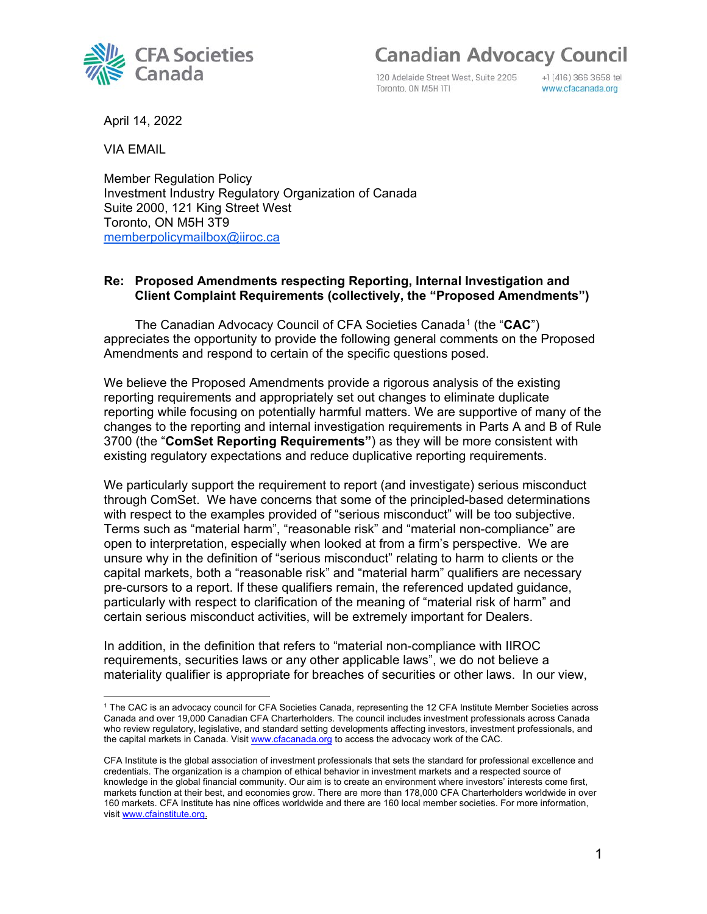CFA Societies Canada

Canadian Advocacy Council

120 Adelaide Street West, Suite 2205
Toronto, ON M5H 1T1

+1 (416) 366 3658 tel
www.cfacanada.org

April 14, 2022

VIA EMAIL

Member Regulation Policy
Investment Industry Regulatory Organization of Canada
Suite 2000, 121 King Street West
Toronto, ON M5H 3T9
memberpolicymailbox@iiroc.ca

**Re: Proposed Amendments respecting Reporting, Internal Investigation and Client Complaint Requirements (collectively, the "Proposed Amendments")**

The Canadian Advocacy Council of CFA Societies Canada[1] (the "**CAC**") appreciates the opportunity to provide the following general comments on the Proposed Amendments and respond to certain of the specific questions posed.

We believe the Proposed Amendments provide a rigorous analysis of the existing reporting requirements and appropriately set out changes to eliminate duplicate reporting while focusing on potentially harmful matters. We are supportive of many of the changes to the reporting and internal investigation requirements in Parts A and B of Rule 3700 (the "**ComSet Reporting Requirements"**) as they will be more consistent with existing regulatory expectations and reduce duplicative reporting requirements.

We particularly support the requirement to report (and investigate) serious misconduct through ComSet. We have concerns that some of the principled-based determinations with respect to the examples provided of "serious misconduct" will be too subjective. Terms such as "material harm", "reasonable risk" and "material non-compliance" are open to interpretation, especially when looked at from a firm's perspective. We are unsure why in the definition of "serious misconduct" relating to harm to clients or the capital markets, both a "reasonable risk" and "material harm" qualifiers are necessary pre-cursors to a report. If these qualifiers remain, the referenced updated guidance, particularly with respect to clarification of the meaning of "material risk of harm" and certain serious misconduct activities, will be extremely important for Dealers.

In addition, in the definition that refers to "material non-compliance with IIROC requirements, securities laws or any other applicable laws", we do not believe a materiality qualifier is appropriate for breaches of securities or other laws. In our view,

[1] The CAC is an advocacy council for CFA Societies Canada, representing the 12 CFA Institute Member Societies across Canada and over 19,000 Canadian CFA Charterholders. The council includes investment professionals across Canada who review regulatory, legislative, and standard setting developments affecting investors, investment professionals, and the capital markets in Canada. Visit www.cfacanada.org to access the advocacy work of the CAC.

CFA Institute is the global association of investment professionals that sets the standard for professional excellence and credentials. The organization is a champion of ethical behavior in investment markets and a respected source of knowledge in the global financial community. Our aim is to create an environment where investors' interests come first, markets function at their best, and economies grow. There are more than 178,000 CFA Charterholders worldwide in over 160 markets. CFA Institute has nine offices worldwide and there are 160 local member societies. For more information, visit www.cfainstitute.org.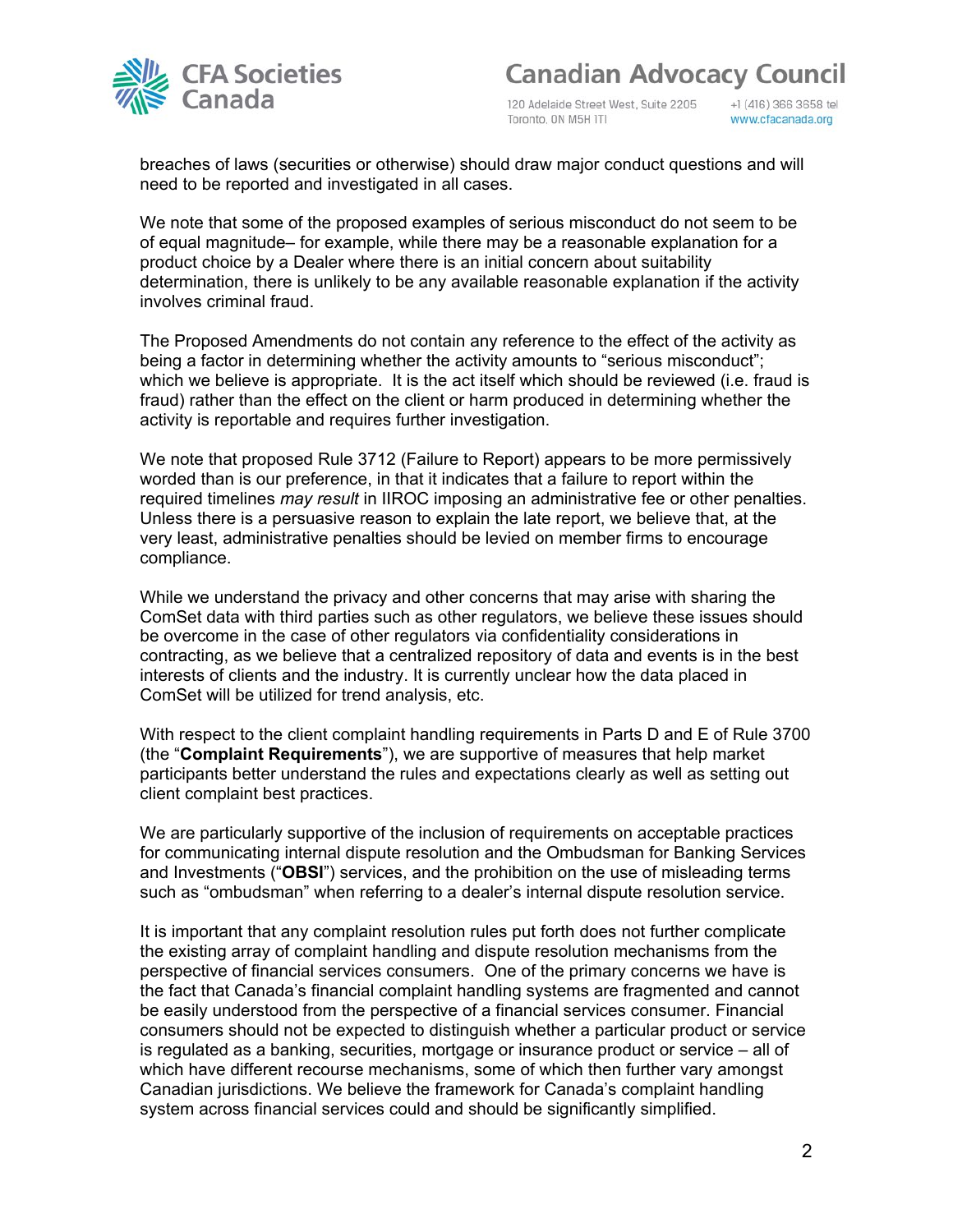breaches of laws (securities or otherwise) should draw major conduct questions and will need to be reported and investigated in all cases.

We note that some of the proposed examples of serious misconduct do not seem to be of equal magnitude– for example, while there may be a reasonable explanation for a product choice by a Dealer where there is an initial concern about suitability determination, there is unlikely to be any available reasonable explanation if the activity involves criminal fraud.

The Proposed Amendments do not contain any reference to the effect of the activity as being a factor in determining whether the activity amounts to “serious misconduct”; which we believe is appropriate. It is the act itself which should be reviewed (i.e. fraud is fraud) rather than the effect on the client or harm produced in determining whether the activity is reportable and requires further investigation.

We note that proposed Rule 3712 (Failure to Report) appears to be more permissively worded than is our preference, in that it indicates that a failure to report within the required timelines *may result* in IIROC imposing an administrative fee or other penalties. Unless there is a persuasive reason to explain the late report, we believe that, at the very least, administrative penalties should be levied on member firms to encourage compliance.

While we understand the privacy and other concerns that may arise with sharing the ComSet data with third parties such as other regulators, we believe these issues should be overcome in the case of other regulators via confidentiality considerations in contracting, as we believe that a centralized repository of data and events is in the best interests of clients and the industry. It is currently unclear how the data placed in ComSet will be utilized for trend analysis, etc.

With respect to the client complaint handling requirements in Parts D and E of Rule 3700 (the “**Complaint Requirements**”), we are supportive of measures that help market participants better understand the rules and expectations clearly as well as setting out client complaint best practices.

We are particularly supportive of the inclusion of requirements on acceptable practices for communicating internal dispute resolution and the Ombudsman for Banking Services and Investments (“**OBSI**”) services, and the prohibition on the use of misleading terms such as “ombudsman” when referring to a dealer’s internal dispute resolution service.

It is important that any complaint resolution rules put forth does not further complicate the existing array of complaint handling and dispute resolution mechanisms from the perspective of financial services consumers. One of the primary concerns we have is the fact that Canada’s financial complaint handling systems are fragmented and cannot be easily understood from the perspective of a financial services consumer. Financial consumers should not be expected to distinguish whether a particular product or service is regulated as a banking, securities, mortgage or insurance product or service – all of which have different recourse mechanisms, some of which then further vary amongst Canadian jurisdictions. We believe the framework for Canada’s complaint handling system across financial services could and should be significantly simplified.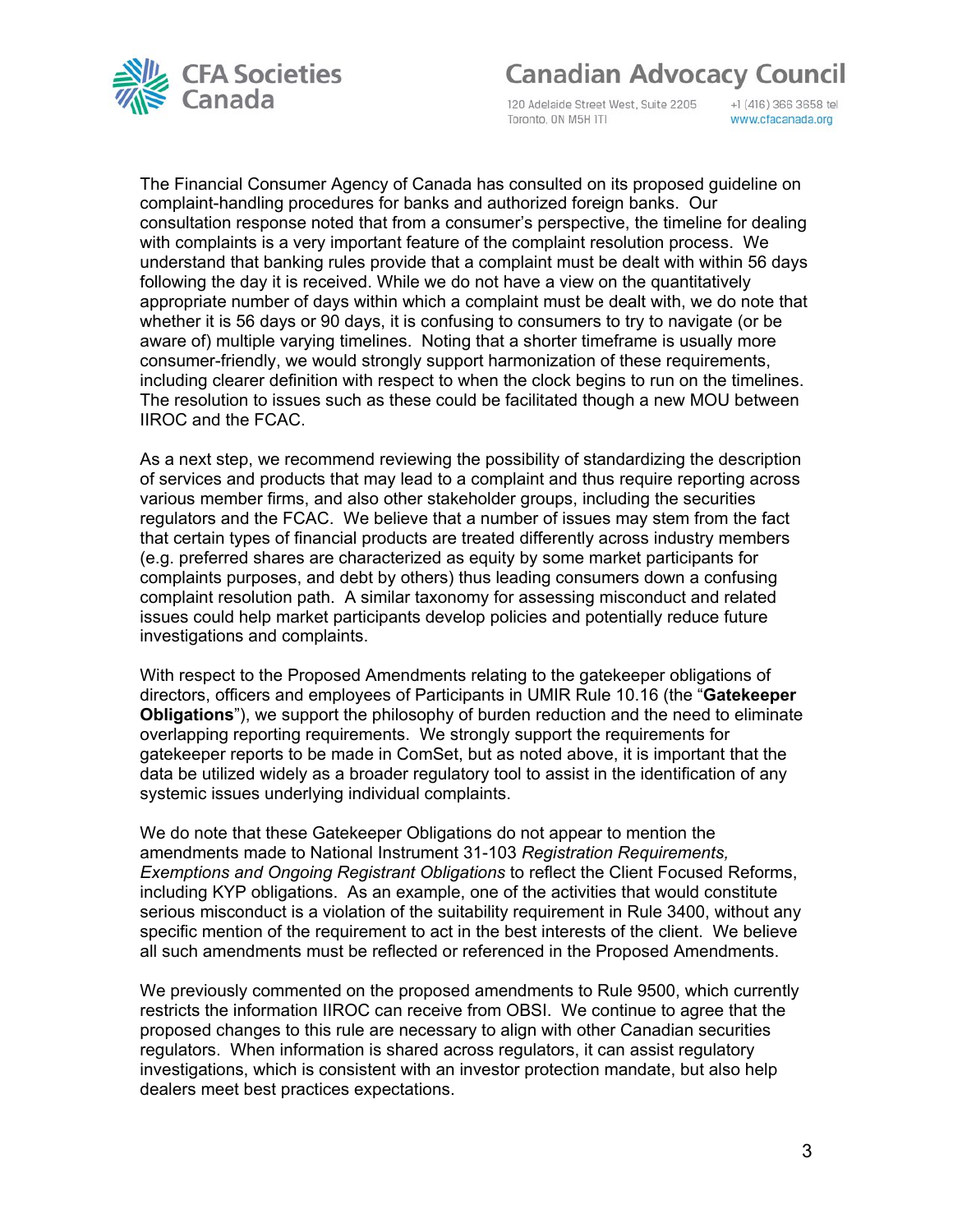The Financial Consumer Agency of Canada has consulted on its proposed guideline on complaint-handling procedures for banks and authorized foreign banks. Our consultation response noted that from a consumer's perspective, the timeline for dealing with complaints is a very important feature of the complaint resolution process. We understand that banking rules provide that a complaint must be dealt with within 56 days following the day it is received. While we do not have a view on the quantitatively appropriate number of days within which a complaint must be dealt with, we do note that whether it is 56 days or 90 days, it is confusing to consumers to try to navigate (or be aware of) multiple varying timelines. Noting that a shorter timeframe is usually more consumer-friendly, we would strongly support harmonization of these requirements, including clearer definition with respect to when the clock begins to run on the timelines. The resolution to issues such as these could be facilitated though a new MOU between IIROC and the FCAC.

As a next step, we recommend reviewing the possibility of standardizing the description of services and products that may lead to a complaint and thus require reporting across various member firms, and also other stakeholder groups, including the securities regulators and the FCAC. We believe that a number of issues may stem from the fact that certain types of financial products are treated differently across industry members (e.g. preferred shares are characterized as equity by some market participants for complaints purposes, and debt by others) thus leading consumers down a confusing complaint resolution path. A similar taxonomy for assessing misconduct and related issues could help market participants develop policies and potentially reduce future investigations and complaints.

With respect to the Proposed Amendments relating to the gatekeeper obligations of directors, officers and employees of Participants in UMIR Rule 10.16 (the "**Gatekeeper Obligations**"), we support the philosophy of burden reduction and the need to eliminate overlapping reporting requirements. We strongly support the requirements for gatekeeper reports to be made in ComSet, but as noted above, it is important that the data be utilized widely as a broader regulatory tool to assist in the identification of any systemic issues underlying individual complaints.

We do note that these Gatekeeper Obligations do not appear to mention the amendments made to National Instrument 31-103 *Registration Requirements, Exemptions and Ongoing Registrant Obligations* to reflect the Client Focused Reforms, including KYP obligations. As an example, one of the activities that would constitute serious misconduct is a violation of the suitability requirement in Rule 3400, without any specific mention of the requirement to act in the best interests of the client. We believe all such amendments must be reflected or referenced in the Proposed Amendments.

We previously commented on the proposed amendments to Rule 9500, which currently restricts the information IIROC can receive from OBSI. We continue to agree that the proposed changes to this rule are necessary to align with other Canadian securities regulators. When information is shared across regulators, it can assist regulatory investigations, which is consistent with an investor protection mandate, but also help dealers meet best practices expectations.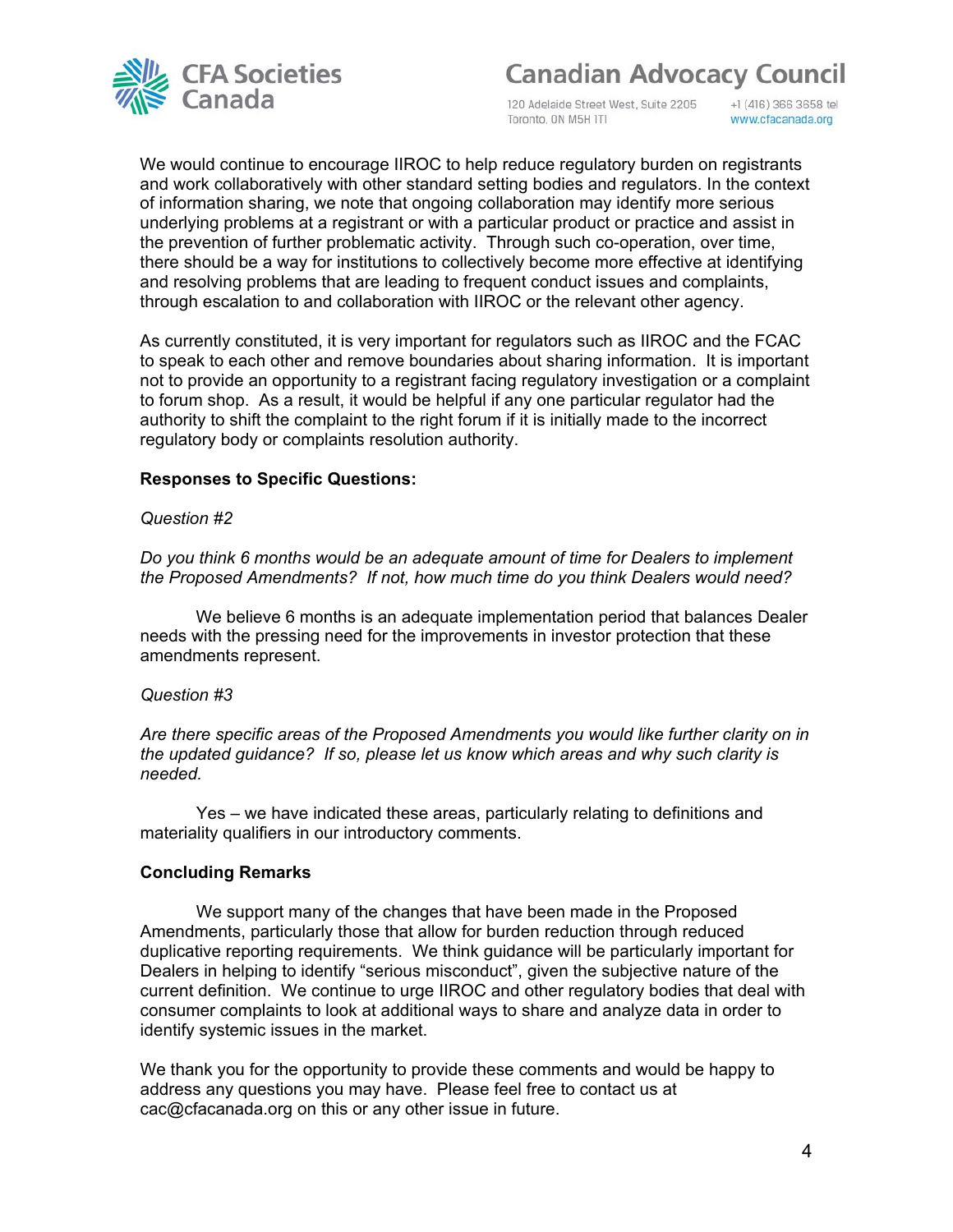We would continue to encourage IIROC to help reduce regulatory burden on registrants and work collaboratively with other standard setting bodies and regulators. In the context of information sharing, we note that ongoing collaboration may identify more serious underlying problems at a registrant or with a particular product or practice and assist in the prevention of further problematic activity. Through such co-operation, over time, there should be a way for institutions to collectively become more effective at identifying and resolving problems that are leading to frequent conduct issues and complaints, through escalation to and collaboration with IIROC or the relevant other agency.

As currently constituted, it is very important for regulators such as IIROC and the FCAC to speak to each other and remove boundaries about sharing information. It is important not to provide an opportunity to a registrant facing regulatory investigation or a complaint to forum shop. As a result, it would be helpful if any one particular regulator had the authority to shift the complaint to the right forum if it is initially made to the incorrect regulatory body or complaints resolution authority.

**Responses to Specific Questions:**

*Question #2*

*Do you think 6 months would be an adequate amount of time for Dealers to implement the Proposed Amendments? If not, how much time do you think Dealers would need?*

We believe 6 months is an adequate implementation period that balances Dealer needs with the pressing need for the improvements in investor protection that these amendments represent.

*Question #3*

*Are there specific areas of the Proposed Amendments you would like further clarity on in the updated guidance? If so, please let us know which areas and why such clarity is needed.*

Yes – we have indicated these areas, particularly relating to definitions and materiality qualifiers in our introductory comments.

**Concluding Remarks**

We support many of the changes that have been made in the Proposed Amendments, particularly those that allow for burden reduction through reduced duplicative reporting requirements. We think guidance will be particularly important for Dealers in helping to identify "serious misconduct", given the subjective nature of the current definition. We continue to urge IIROC and other regulatory bodies that deal with consumer complaints to look at additional ways to share and analyze data in order to identify systemic issues in the market.

We thank you for the opportunity to provide these comments and would be happy to address any questions you may have. Please feel free to contact us at cac@cfacanada.org on this or any other issue in future.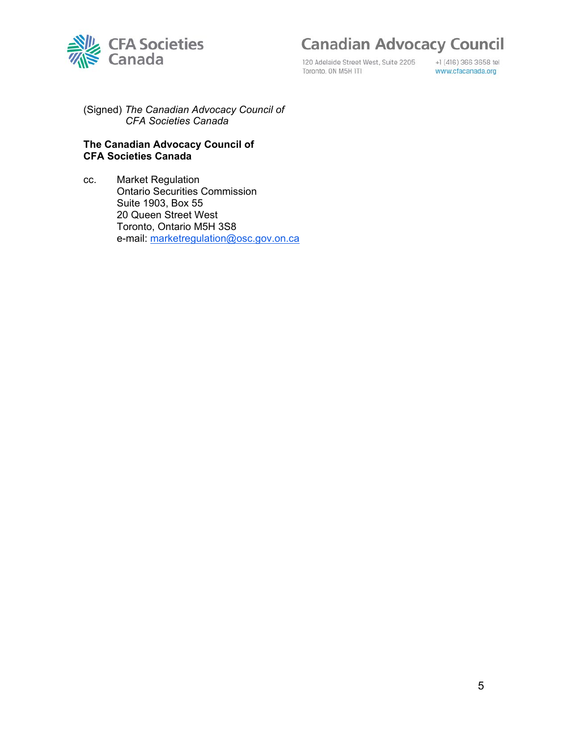(Signed) *The Canadian Advocacy Council of CFA Societies Canada*

**The Canadian Advocacy Council of CFA Societies Canada**

cc. Market Regulation
Ontario Securities Commission
Suite 1903, Box 55
20 Queen Street West
Toronto, Ontario M5H 3S8
e-mail: marketregulation@osc.gov.on.ca